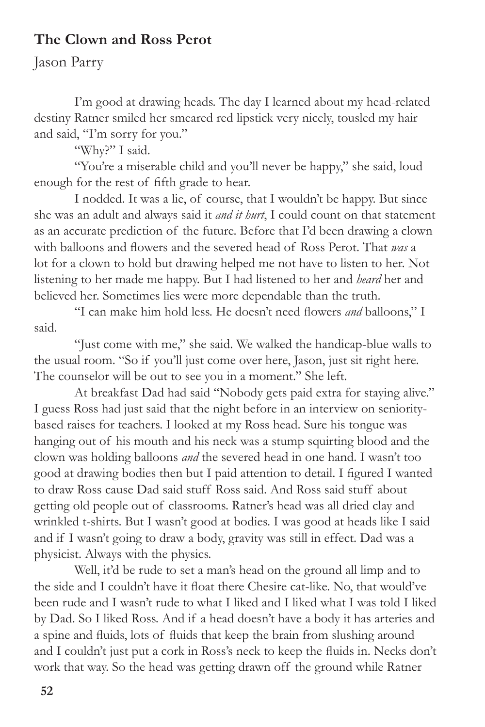## The Clown and Ross Perot

Jason Parry

I'm good at drawing heads. The day I learned about my head-related destiny Ratner smiled her smeared red lipstick very nicely, tousled my hair and said, "I'm sorry for you."

"Why?" I said.

"You're a miserable child and you'll never be happy," she said, loud enough for the rest of fifth grade to hear.

I nodded. It was a lie, of course, that I wouldn't be happy. But since she was an adult and always said it *and it hurt*, I could count on that statement as an accurate prediction of the future. Before that I'd been drawing a clown with balloons and flowers and the severed head of Ross Perot. That *was* a lot for a clown to hold but drawing helped me not have to listen to her. Not listening to her made me happy. But I had listened to her and *heard* her and believed her. Sometimes lies were more dependable than the truth.

"I can make him hold less. He doesn't need flowers *and* balloons," I said.

"Just come with me," she said. We walked the handicap-blue walls to the usual room. "So if you'll just come over here, Jason, just sit right here. The counselor will be out to see you in a moment." She left.

At breakfast Dad had said "Nobody gets paid extra for staying alive." I guess Ross had just said that the night before in an interview on seniority-based raises for teachers. I looked at my Ross head. Sure his tongue was hanging out of his mouth and his neck was a stump squirting blood and the clown was holding balloons *and* the severed head in one hand. I wasn't too good at drawing bodies then but I paid attention to detail. I figured I wanted to draw Ross cause Dad said stuff Ross said. And Ross said stuff about getting old people out of classrooms. Ratner's head was all dried clay and wrinkled t-shirts. But I wasn't good at bodies. I was good at heads like I said and if I wasn't going to draw a body, gravity was still in effect. Dad was a physicist. Always with the physics.

Well, it'd be rude to set a man's head on the ground all limp and to the side and I couldn't have it float there Chesire cat-like. No, that would've been rude and I wasn't rude to what I liked and I liked what I was told I liked by Dad. So I liked Ross. And if a head doesn't have a body it has arteries and a spine and fluids, lots of fluids that keep the brain from slushing around and I couldn't just put a cork in Ross's neck to keep the fluids in. Necks don't work that way. So the head was getting drawn off the ground while Ratner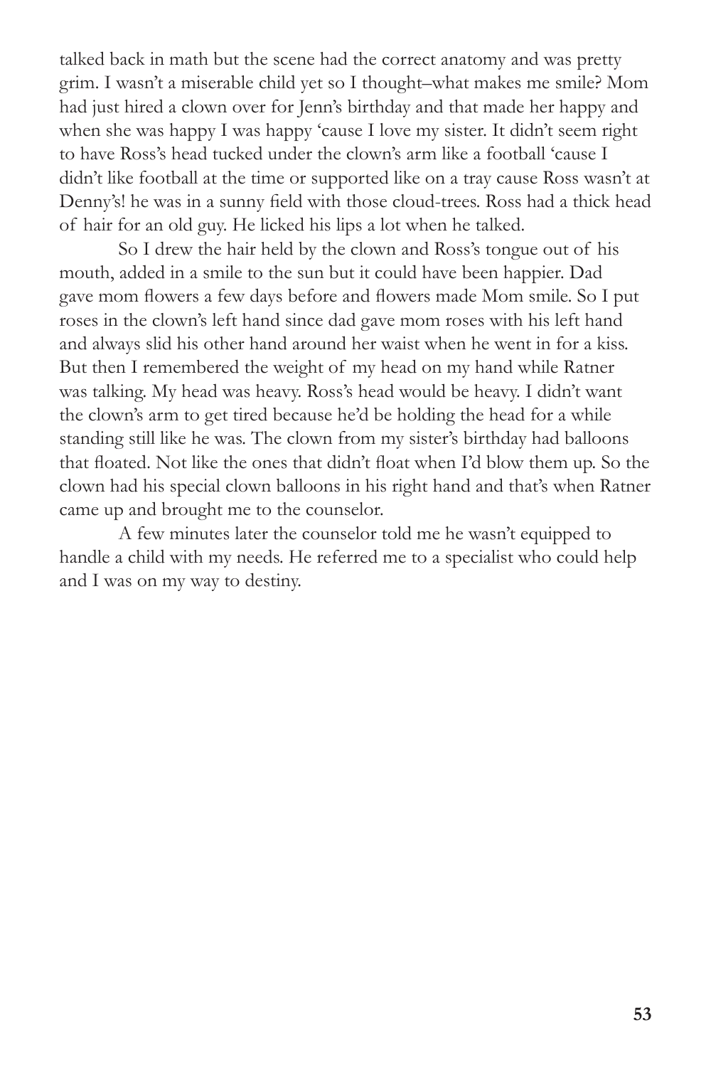talked back in math but the scene had the correct anatomy and was pretty grim. I wasn't a miserable child yet so I thought–what makes me smile? Mom had just hired a clown over for Jenn's birthday and that made her happy and when she was happy I was happy 'cause I love my sister. It didn't seem right to have Ross's head tucked under the clown's arm like a football 'cause I didn't like football at the time or supported like on a tray cause Ross wasn't at Denny's! he was in a sunny field with those cloud-trees. Ross had a thick head of hair for an old guy. He licked his lips a lot when he talked.

So I drew the hair held by the clown and Ross's tongue out of his mouth, added in a smile to the sun but it could have been happier. Dad gave mom flowers a few days before and flowers made Mom smile. So I put roses in the clown's left hand since dad gave mom roses with his left hand and always slid his other hand around her waist when he went in for a kiss. But then I remembered the weight of my head on my hand while Ratner was talking. My head was heavy. Ross's head would be heavy. I didn't want the clown's arm to get tired because he'd be holding the head for a while standing still like he was. The clown from my sister's birthday had balloons that floated. Not like the ones that didn't float when I'd blow them up. So the clown had his special clown balloons in his right hand and that's when Ratner came up and brought me to the counselor.

A few minutes later the counselor told me he wasn't equipped to handle a child with my needs. He referred me to a specialist who could help and I was on my way to destiny.